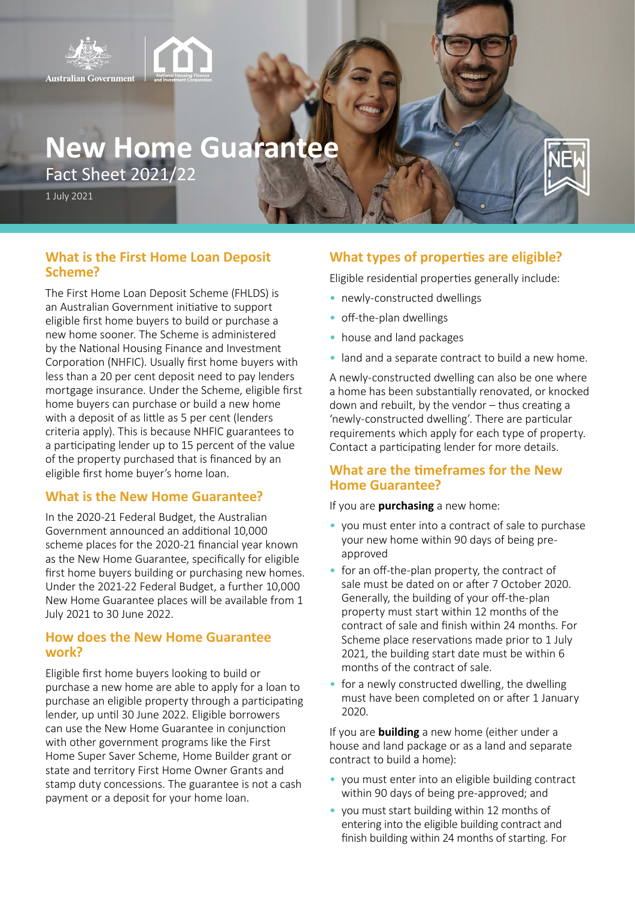Australian Government

National Housing Finance and Investment Corporation

# New Home Guarantee

Fact Sheet 2021/22

1 July 2021

NEW

## What is the First Home Loan Deposit Scheme?

The First Home Loan Deposit Scheme (FHLDS) is an Australian Government initiative to support eligible first home buyers to build or purchase a new home sooner. The Scheme is administered by the National Housing Finance and Investment Corporation (NHFIC). Usually first home buyers with less than a 20 per cent deposit need to pay lenders mortgage insurance. Under the Scheme, eligible first home buyers can purchase or build a new home with a deposit of as little as 5 per cent (lenders criteria apply). This is because NHFIC guarantees to a participating lender up to 15 percent of the value of the property purchased that is financed by an eligible first home buyer's home loan.

## What is the New Home Guarantee?

In the 2020-21 Federal Budget, the Australian Government announced an additional 10,000 scheme places for the 2020-21 financial year known as the New Home Guarantee, specifically for eligible first home buyers building or purchasing new homes. Under the 2021-22 Federal Budget, a further 10,000 New Home Guarantee places will be available from 1 July 2021 to 30 June 2022.

## How does the New Home Guarantee work?

Eligible first home buyers looking to build or purchase a new home are able to apply for a loan to purchase an eligible property through a participating lender, up until 30 June 2022. Eligible borrowers can use the New Home Guarantee in conjunction with other government programs like the First Home Super Saver Scheme, Home Builder grant or state and territory First Home Owner Grants and stamp duty concessions. The guarantee is not a cash payment or a deposit for your home loan.

## What types of properties are eligible?

Eligible residential properties generally include:

- newly-constructed dwellings
- off-the-plan dwellings
- house and land packages
- land and a separate contract to build a new home.

A newly-constructed dwelling can also be one where a home has been substantially renovated, or knocked down and rebuilt, by the vendor – thus creating a 'newly-constructed dwelling'. There are particular requirements which apply for each type of property. Contact a participating lender for more details.

## What are the timeframes for the New Home Guarantee?

If you are **purchasing** a new home:

- you must enter into a contract of sale to purchase your new home within 90 days of being pre-approved
- for an off-the-plan property, the contract of sale must be dated on or after 7 October 2020. Generally, the building of your off-the-plan property must start within 12 months of the contract of sale and finish within 24 months. For Scheme place reservations made prior to 1 July 2021, the building start date must be within 6 months of the contract of sale.
- for a newly constructed dwelling, the dwelling must have been completed on or after 1 January 2020.

If you are **building** a new home (either under a house and land package or as a land and separate contract to build a home):

- you must enter into an eligible building contract within 90 days of being pre-approved; and
- you must start building within 12 months of entering into the eligible building contract and finish building within 24 months of starting. For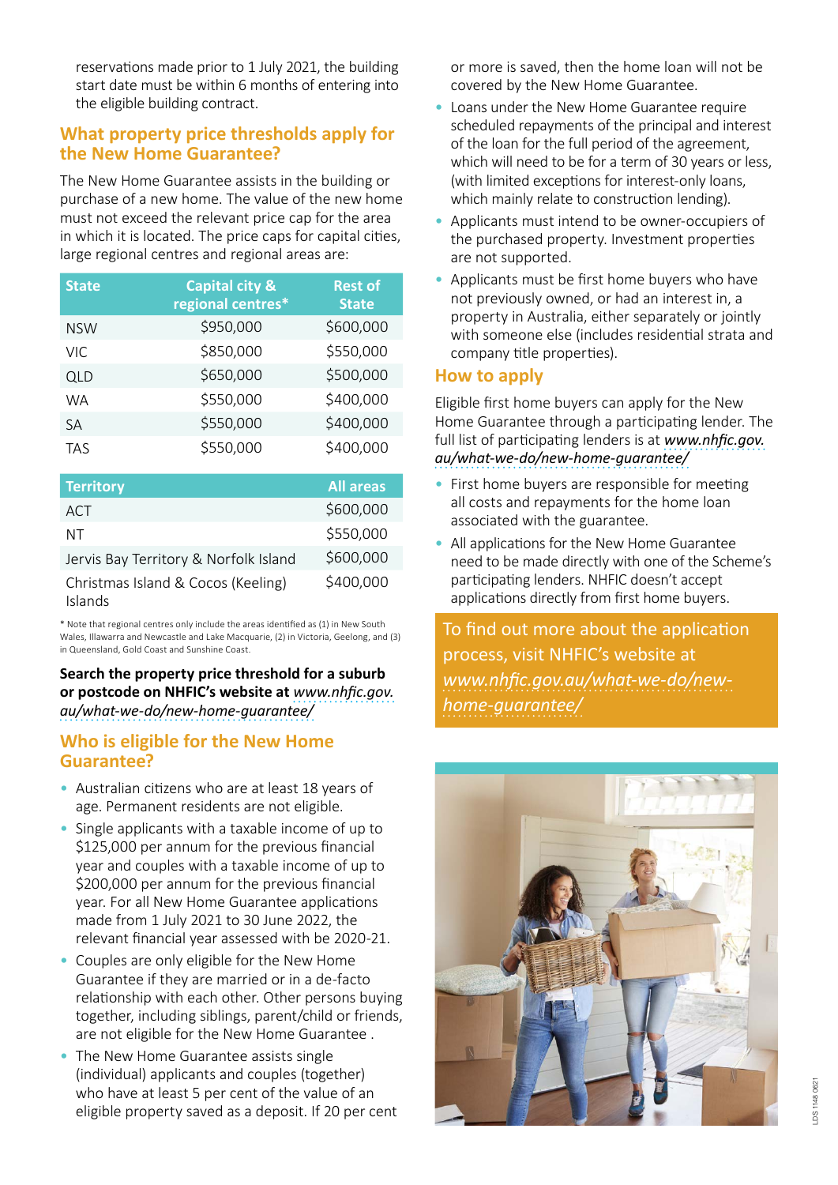reservations made prior to 1 July 2021, the building start date must be within 6 months of entering into the eligible building contract.

## What property price thresholds apply for the New Home Guarantee?

The New Home Guarantee assists in the building or purchase of a new home. The value of the new home must not exceed the relevant price cap for the area in which it is located. The price caps for capital cities, large regional centres and regional areas are:

| State | Capital city & regional centres* | Rest of State |
|---|---|---|
| NSW | $950,000 | $600,000 |
| VIC | $850,000 | $550,000 |
| QLD | $650,000 | $500,000 |
| WA | $550,000 | $400,000 |
| SA | $550,000 | $400,000 |
| TAS | $550,000 | $400,000 |

| Territory | All areas |
|---|---|
| ACT | $600,000 |
| NT | $550,000 |
| Jervis Bay Territory & Norfolk Island | $600,000 |
| Christmas Island & Cocos (Keeling) Islands | $400,000 |

* Note that regional centres only include the areas identified as (1) in New South Wales, Illawarra and Newcastle and Lake Macquarie, (2) in Victoria, Geelong, and (3) in Queensland, Gold Coast and Sunshine Coast.

**Search the property price threshold for a suburb or postcode on NHFIC's website at** *www.nhfic.gov.au/what-we-do/new-home-guarantee/*

## Who is eligible for the New Home Guarantee?

- Australian citizens who are at least 18 years of age. Permanent residents are not eligible.
- Single applicants with a taxable income of up to $125,000 per annum for the previous financial year and couples with a taxable income of up to $200,000 per annum for the previous financial year. For all New Home Guarantee applications made from 1 July 2021 to 30 June 2022, the relevant financial year assessed with be 2020-21.
- Couples are only eligible for the New Home Guarantee if they are married or in a de-facto relationship with each other. Other persons buying together, including siblings, parent/child or friends, are not eligible for the New Home Guarantee .
- The New Home Guarantee assists single (individual) applicants and couples (together) who have at least 5 per cent of the value of an eligible property saved as a deposit. If 20 per cent or more is saved, then the home loan will not be covered by the New Home Guarantee.
- Loans under the New Home Guarantee require scheduled repayments of the principal and interest of the loan for the full period of the agreement, which will need to be for a term of 30 years or less, (with limited exceptions for interest-only loans, which mainly relate to construction lending).
- Applicants must intend to be owner-occupiers of the purchased property. Investment properties are not supported.
- Applicants must be first home buyers who have not previously owned, or had an interest in, a property in Australia, either separately or jointly with someone else (includes residential strata and company title properties).

## How to apply

Eligible first home buyers can apply for the New Home Guarantee through a participating lender. The full list of participating lenders is at ***www.nhfic.gov.au/what-we-do/new-home-guarantee/***

- First home buyers are responsible for meeting all costs and repayments for the home loan associated with the guarantee.
- All applications for the New Home Guarantee need to be made directly with one of the Scheme's participating lenders. NHFIC doesn't accept applications directly from first home buyers.

To find out more about the application process, visit NHFIC's website at *www.nhfic.gov.au/what-we-do/new-home-guarantee/*